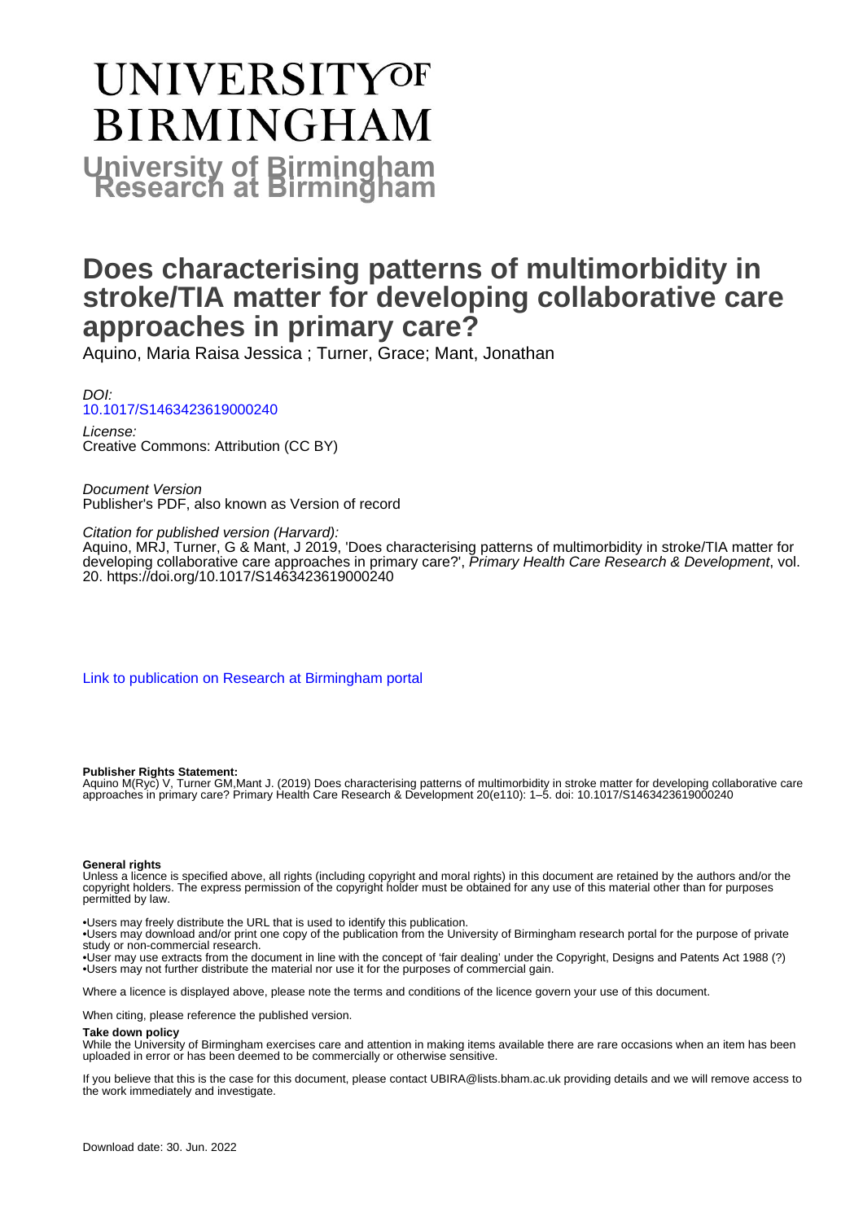# UNIVERSITY OF BIRMINGHAM

**University of Birmingham Research at Birmingham**

# Does characterising patterns of multimorbidity in stroke/TIA matter for developing collaborative care approaches in primary care?

Aquino, Maria Raisa Jessica ; Turner, Grace; Mant, Jonathan

*DOI:*
10.1017/S1463423619000240

*License:*
Creative Commons: Attribution (CC BY)

*Document Version*
Publisher's PDF, also known as Version of record

*Citation for published version (Harvard):*
Aquino, MRJ, Turner, G & Mant, J 2019, 'Does characterising patterns of multimorbidity in stroke/TIA matter for developing collaborative care approaches in primary care?', *Primary Health Care Research & Development*, vol. 20. https://doi.org/10.1017/S1463423619000240

Link to publication on Research at Birmingham portal

**Publisher Rights Statement:**
Aquino M(Ryc) V, Turner GM,Mant J. (2019) Does characterising patterns of multimorbidity in stroke matter for developing collaborative care approaches in primary care? Primary Health Care Research & Development 20(e110): 1–5. doi: 10.1017/S1463423619000240

**General rights**
Unless a licence is specified above, all rights (including copyright and moral rights) in this document are retained by the authors and/or the copyright holders. The express permission of the copyright holder must be obtained for any use of this material other than for purposes permitted by law.

•Users may freely distribute the URL that is used to identify this publication.
•Users may download and/or print one copy of the publication from the University of Birmingham research portal for the purpose of private study or non-commercial research.
•User may use extracts from the document in line with the concept of 'fair dealing' under the Copyright, Designs and Patents Act 1988 (?)
•Users may not further distribute the material nor use it for the purposes of commercial gain.

Where a licence is displayed above, please note the terms and conditions of the licence govern your use of this document.

When citing, please reference the published version.

**Take down policy**
While the University of Birmingham exercises care and attention in making items available there are rare occasions when an item has been uploaded in error or has been deemed to be commercially or otherwise sensitive.

If you believe that this is the case for this document, please contact UBIRA@lists.bham.ac.uk providing details and we will remove access to the work immediately and investigate.

Download date: 30. Jun. 2022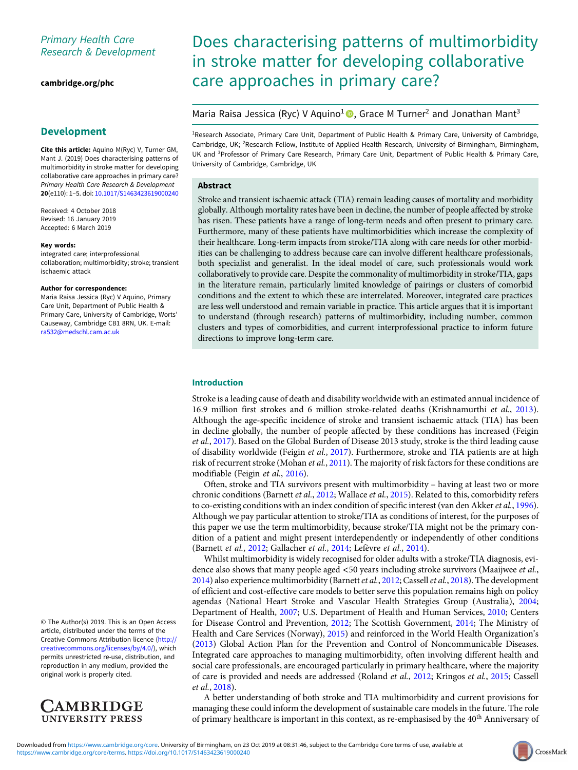# Does characterising patterns of multimorbidity in stroke matter for developing collaborative care approaches in primary care?

Maria Raisa Jessica (Ryc) V Aquino[1], Grace M Turner[2] and Jonathan Mant[3]

[1]Research Associate, Primary Care Unit, Department of Public Health & Primary Care, University of Cambridge, Cambridge, UK; [2]Research Fellow, Institute of Applied Health Research, University of Birmingham, Birmingham, UK and [3]Professor of Primary Care Research, Primary Care Unit, Department of Public Health & Primary Care, University of Cambridge, Cambridge, UK

## Development

**Cite this article:** Aquino M(Ryc) V, Turner GM, Mant J. (2019) Does characterising patterns of multimorbidity in stroke matter for developing collaborative care approaches in primary care? *Primary Health Care Research & Development* **20**(e110): 1–5. doi: 10.1017/S1463423619000240

Received: 4 October 2018
Revised: 16 January 2019
Accepted: 6 March 2019

**Key words:**
integrated care; interprofessional collaboration; multimorbidity; stroke; transient ischaemic attack

**Author for correspondence:**
Maria Raisa Jessica (Ryc) V Aquino, Primary Care Unit, Department of Public Health & Primary Care, University of Cambridge, Worts' Causeway, Cambridge CB1 8RN, UK. E-mail: ra532@medschl.cam.ac.uk

© The Author(s) 2019. This is an Open Access article, distributed under the terms of the Creative Commons Attribution licence (http://creativecommons.org/licenses/by/4.0/), which permits unrestricted re-use, distribution, and reproduction in any medium, provided the original work is properly cited.

## Abstract

Stroke and transient ischaemic attack (TIA) remain leading causes of mortality and morbidity globally. Although mortality rates have been in decline, the number of people affected by stroke has risen. These patients have a range of long-term needs and often present to primary care. Furthermore, many of these patients have multimorbidities which increase the complexity of their healthcare. Long-term impacts from stroke/TIA along with care needs for other morbidities can be challenging to address because care can involve different healthcare professionals, both specialist and generalist. In the ideal model of care, such professionals would work collaboratively to provide care. Despite the commonality of multimorbidity in stroke/TIA, gaps in the literature remain, particularly limited knowledge of pairings or clusters of comorbid conditions and the extent to which these are interrelated. Moreover, integrated care practices are less well understood and remain variable in practice. This article argues that it is important to understand (through research) patterns of multimorbidity, including number, common clusters and types of comorbidities, and current interprofessional practice to inform future directions to improve long-term care.

## Introduction

Stroke is a leading cause of death and disability worldwide with an estimated annual incidence of 16.9 million first strokes and 6 million stroke-related deaths (Krishnamurthi *et al.*, 2013). Although the age-specific incidence of stroke and transient ischaemic attack (TIA) has been in decline globally, the number of people affected by these conditions has increased (Feigin *et al.*, 2017). Based on the Global Burden of Disease 2013 study, stroke is the third leading cause of disability worldwide (Feigin *et al.*, 2017). Furthermore, stroke and TIA patients are at high risk of recurrent stroke (Mohan *et al.*, 2011). The majority of risk factors for these conditions are modifiable (Feigin *et al.*, 2016).

Often, stroke and TIA survivors present with multimorbidity – having at least two or more chronic conditions (Barnett *et al.*, 2012; Wallace *et al.*, 2015). Related to this, comorbidity refers to co-existing conditions with an index condition of specific interest (van den Akker *et al.*, 1996). Although we pay particular attention to stroke/TIA as conditions of interest, for the purposes of this paper we use the term multimorbidity, because stroke/TIA might not be the primary condition of a patient and might present interdependently or independently of other conditions (Barnett *et al.*, 2012; Gallacher *et al.*, 2014; Lefèvre *et al.*, 2014).

Whilst multimorbidity is widely recognised for older adults with a stroke/TIA diagnosis, evidence also shows that many people aged <50 years including stroke survivors (Maaijwee *et al.*, 2014) also experience multimorbidity (Barnett *et al.*, 2012; Cassell *et al.*, 2018). The development of efficient and cost-effective care models to better serve this population remains high on policy agendas (National Heart Stroke and Vascular Health Strategies Group (Australia), 2004; Department of Health, 2007; U.S. Department of Health and Human Services, 2010; Centers for Disease Control and Prevention, 2012; The Scottish Government, 2014; The Ministry of Health and Care Services (Norway), 2015) and reinforced in the World Health Organization's (2013) Global Action Plan for the Prevention and Control of Noncommunicable Diseases. Integrated care approaches to managing multimorbidity, often involving different health and social care professionals, are encouraged particularly in primary healthcare, where the majority of care is provided and needs are addressed (Roland *et al.*, 2012; Kringos *et al.*, 2015; Cassell *et al.*, 2018).

A better understanding of both stroke and TIA multimorbidity and current provisions for managing these could inform the development of sustainable care models in the future. The role of primary healthcare is important in this context, as re-emphasised by the 40th Anniversary of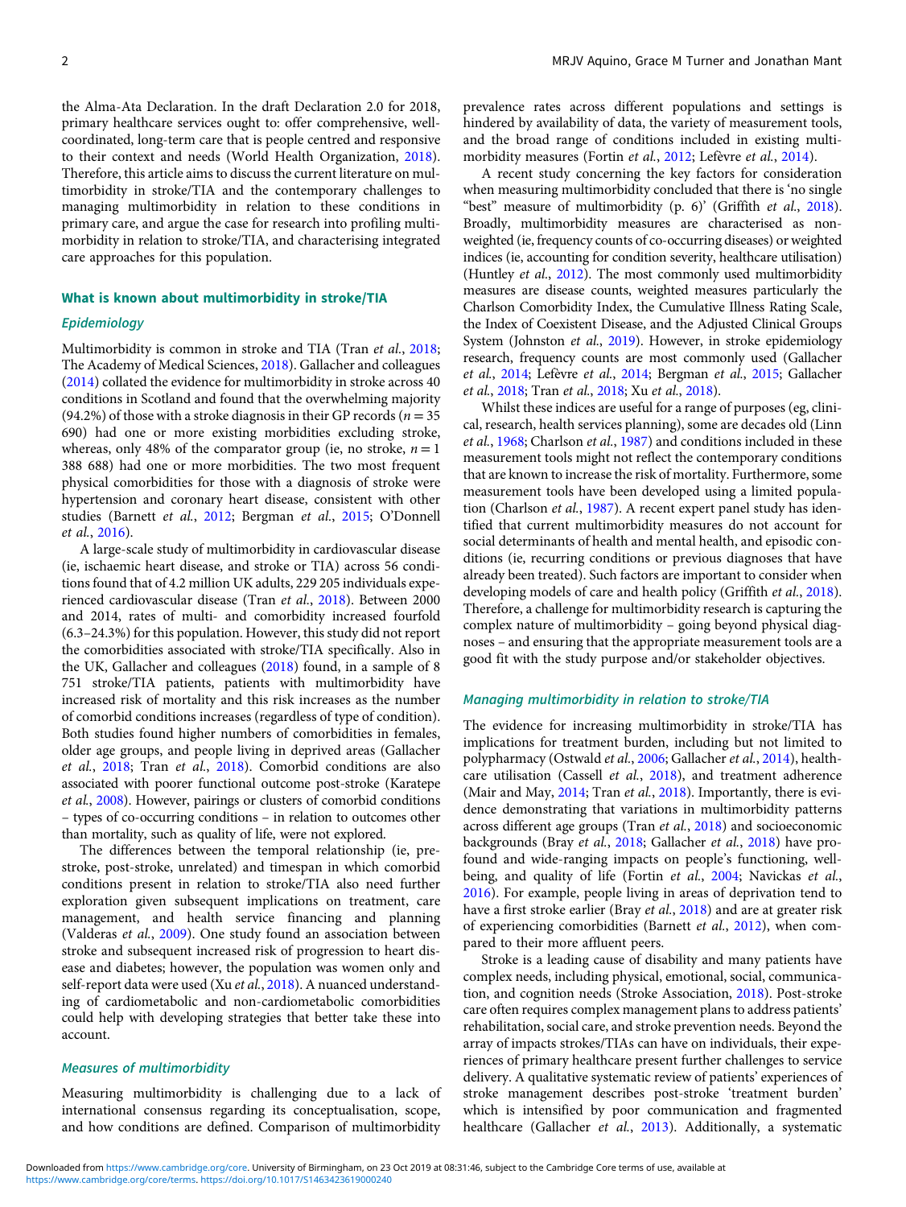the Alma-Ata Declaration. In the draft Declaration 2.0 for 2018, primary healthcare services ought to: offer comprehensive, well-coordinated, long-term care that is people centred and responsive to their context and needs (World Health Organization, 2018). Therefore, this article aims to discuss the current literature on multimorbidity in stroke/TIA and the contemporary challenges to managing multimorbidity in relation to these conditions in primary care, and argue the case for research into profiling multimorbidity in relation to stroke/TIA, and characterising integrated care approaches for this population.

## What is known about multimorbidity in stroke/TIA

### Epidemiology

Multimorbidity is common in stroke and TIA (Tran *et al.*, 2018; The Academy of Medical Sciences, 2018). Gallacher and colleagues (2014) collated the evidence for multimorbidity in stroke across 40 conditions in Scotland and found that the overwhelming majority (94.2%) of those with a stroke diagnosis in their GP records ($n = 35$ 690) had one or more existing morbidities excluding stroke, whereas, only 48% of the comparator group (ie, no stroke, $n = 1$ 388 688) had one or more morbidities. The two most frequent physical comorbidities for those with a diagnosis of stroke were hypertension and coronary heart disease, consistent with other studies (Barnett *et al.*, 2012; Bergman *et al.*, 2015; O'Donnell *et al.*, 2016).

A large-scale study of multimorbidity in cardiovascular disease (ie, ischaemic heart disease, and stroke or TIA) across 56 conditions found that of 4.2 million UK adults, 229 205 individuals experienced cardiovascular disease (Tran *et al.*, 2018). Between 2000 and 2014, rates of multi- and comorbidity increased fourfold (6.3–24.3%) for this population. However, this study did not report the comorbidities associated with stroke/TIA specifically. Also in the UK, Gallacher and colleagues (2018) found, in a sample of 8 751 stroke/TIA patients, patients with multimorbidity have increased risk of mortality and this risk increases as the number of comorbid conditions increases (regardless of type of condition). Both studies found higher numbers of comorbidities in females, older age groups, and people living in deprived areas (Gallacher *et al.*, 2018; Tran *et al.*, 2018). Comorbid conditions are also associated with poorer functional outcome post-stroke (Karatepe *et al.*, 2008). However, pairings or clusters of comorbid conditions – types of co-occurring conditions – in relation to outcomes other than mortality, such as quality of life, were not explored.

The differences between the temporal relationship (ie, pre-stroke, post-stroke, unrelated) and timespan in which comorbid conditions present in relation to stroke/TIA also need further exploration given subsequent implications on treatment, care management, and health service financing and planning (Valderas *et al.*, 2009). One study found an association between stroke and subsequent increased risk of progression to heart disease and diabetes; however, the population was women only and self-report data were used (Xu *et al.*, 2018). A nuanced understanding of cardiometabolic and non-cardiometabolic comorbidities could help with developing strategies that better take these into account.

### Measures of multimorbidity

Measuring multimorbidity is challenging due to a lack of international consensus regarding its conceptualisation, scope, and how conditions are defined. Comparison of multimorbidity prevalence rates across different populations and settings is hindered by availability of data, the variety of measurement tools, and the broad range of conditions included in existing multimorbidity measures (Fortin *et al.*, 2012; Lefèvre *et al.*, 2014).

A recent study concerning the key factors for consideration when measuring multimorbidity concluded that there is 'no single "best" measure of multimorbidity (p. 6)' (Griffith *et al.*, 2018). Broadly, multimorbidity measures are characterised as non-weighted (ie, frequency counts of co-occurring diseases) or weighted indices (ie, accounting for condition severity, healthcare utilisation) (Huntley *et al.*, 2012). The most commonly used multimorbidity measures are disease counts, weighted measures particularly the Charlson Comorbidity Index, the Cumulative Illness Rating Scale, the Index of Coexistent Disease, and the Adjusted Clinical Groups System (Johnston *et al.*, 2019). However, in stroke epidemiology research, frequency counts are most commonly used (Gallacher *et al.*, 2014; Lefèvre *et al.*, 2014; Bergman *et al.*, 2015; Gallacher *et al.*, 2018; Tran *et al.*, 2018; Xu *et al.*, 2018).

Whilst these indices are useful for a range of purposes (eg, clinical, research, health services planning), some are decades old (Linn *et al.*, 1968; Charlson *et al.*, 1987) and conditions included in these measurement tools might not reflect the contemporary conditions that are known to increase the risk of mortality. Furthermore, some measurement tools have been developed using a limited population (Charlson *et al.*, 1987). A recent expert panel study has identified that current multimorbidity measures do not account for social determinants of health and mental health, and episodic conditions (ie, recurring conditions or previous diagnoses that have already been treated). Such factors are important to consider when developing models of care and health policy (Griffith *et al.*, 2018). Therefore, a challenge for multimorbidity research is capturing the complex nature of multimorbidity – going beyond physical diagnoses – and ensuring that the appropriate measurement tools are a good fit with the study purpose and/or stakeholder objectives.

### Managing multimorbidity in relation to stroke/TIA

The evidence for increasing multimorbidity in stroke/TIA has implications for treatment burden, including but not limited to polypharmacy (Ostwald *et al.*, 2006; Gallacher *et al.*, 2014), healthcare utilisation (Cassell *et al.*, 2018), and treatment adherence (Mair and May, 2014; Tran *et al.*, 2018). Importantly, there is evidence demonstrating that variations in multimorbidity patterns across different age groups (Tran *et al.*, 2018) and socioeconomic backgrounds (Bray *et al.*, 2018; Gallacher *et al.*, 2018) have profound and wide-ranging impacts on people's functioning, well-being, and quality of life (Fortin *et al.*, 2004; Navickas *et al.*, 2016). For example, people living in areas of deprivation tend to have a first stroke earlier (Bray *et al.*, 2018) and are at greater risk of experiencing comorbidities (Barnett *et al.*, 2012), when compared to their more affluent peers.

Stroke is a leading cause of disability and many patients have complex needs, including physical, emotional, social, communication, and cognition needs (Stroke Association, 2018). Post-stroke care often requires complex management plans to address patients' rehabilitation, social care, and stroke prevention needs. Beyond the array of impacts strokes/TIAs can have on individuals, their experiences of primary healthcare present further challenges to service delivery. A qualitative systematic review of patients' experiences of stroke management describes post-stroke 'treatment burden' which is intensified by poor communication and fragmented healthcare (Gallacher *et al.*, 2013). Additionally, a systematic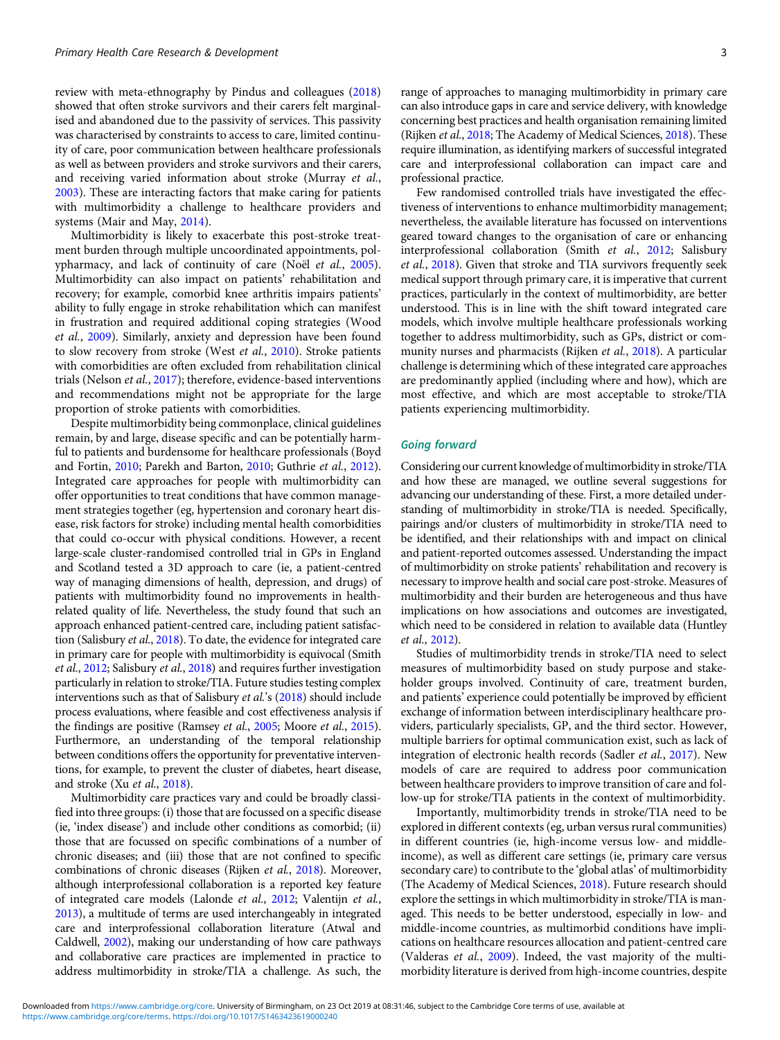review with meta-ethnography by Pindus and colleagues (2018) showed that often stroke survivors and their carers felt marginalised and abandoned due to the passivity of services. This passivity was characterised by constraints to access to care, limited continuity of care, poor communication between healthcare professionals as well as between providers and stroke survivors and their carers, and receiving varied information about stroke (Murray *et al.*, 2003). These are interacting factors that make caring for patients with multimorbidity a challenge to healthcare providers and systems (Mair and May, 2014).

Multimorbidity is likely to exacerbate this post-stroke treatment burden through multiple uncoordinated appointments, polypharmacy, and lack of continuity of care (Noël *et al.*, 2005). Multimorbidity can also impact on patients' rehabilitation and recovery; for example, comorbid knee arthritis impairs patients' ability to fully engage in stroke rehabilitation which can manifest in frustration and required additional coping strategies (Wood *et al.*, 2009). Similarly, anxiety and depression have been found to slow recovery from stroke (West *et al.*, 2010). Stroke patients with comorbidities are often excluded from rehabilitation clinical trials (Nelson *et al.*, 2017); therefore, evidence-based interventions and recommendations might not be appropriate for the large proportion of stroke patients with comorbidities.

Despite multimorbidity being commonplace, clinical guidelines remain, by and large, disease specific and can be potentially harmful to patients and burdensome for healthcare professionals (Boyd and Fortin, 2010; Parekh and Barton, 2010; Guthrie *et al.*, 2012). Integrated care approaches for people with multimorbidity can offer opportunities to treat conditions that have common management strategies together (eg, hypertension and coronary heart disease, risk factors for stroke) including mental health comorbidities that could co-occur with physical conditions. However, a recent large-scale cluster-randomised controlled trial in GPs in England and Scotland tested a 3D approach to care (ie, a patient-centred way of managing dimensions of health, depression, and drugs) of patients with multimorbidity found no improvements in health-related quality of life. Nevertheless, the study found that such an approach enhanced patient-centred care, including patient satisfaction (Salisbury *et al.*, 2018). To date, the evidence for integrated care in primary care for people with multimorbidity is equivocal (Smith *et al.*, 2012; Salisbury *et al.*, 2018) and requires further investigation particularly in relation to stroke/TIA. Future studies testing complex interventions such as that of Salisbury *et al.*'s (2018) should include process evaluations, where feasible and cost effectiveness analysis if the findings are positive (Ramsey *et al.*, 2005; Moore *et al.*, 2015). Furthermore, an understanding of the temporal relationship between conditions offers the opportunity for preventative interventions, for example, to prevent the cluster of diabetes, heart disease, and stroke (Xu *et al.*, 2018).

Multimorbidity care practices vary and could be broadly classified into three groups: (i) those that are focussed on a specific disease (ie, 'index disease') and include other conditions as comorbid; (ii) those that are focussed on specific combinations of a number of chronic diseases; and (iii) those that are not confined to specific combinations of chronic diseases (Rijken *et al.*, 2018). Moreover, although interprofessional collaboration is a reported key feature of integrated care models (Lalonde *et al.*, 2012; Valentijn *et al.*, 2013), a multitude of terms are used interchangeably in integrated care and interprofessional collaboration literature (Atwal and Caldwell, 2002), making our understanding of how care pathways and collaborative care practices are implemented in practice to address multimorbidity in stroke/TIA a challenge. As such, the range of approaches to managing multimorbidity in primary care can also introduce gaps in care and service delivery, with knowledge concerning best practices and health organisation remaining limited (Rijken *et al.*, 2018; The Academy of Medical Sciences, 2018). These require illumination, as identifying markers of successful integrated care and interprofessional collaboration can impact care and professional practice.

Few randomised controlled trials have investigated the effectiveness of interventions to enhance multimorbidity management; nevertheless, the available literature has focussed on interventions geared toward changes to the organisation of care or enhancing interprofessional collaboration (Smith *et al.*, 2012; Salisbury *et al.*, 2018). Given that stroke and TIA survivors frequently seek medical support through primary care, it is imperative that current practices, particularly in the context of multimorbidity, are better understood. This is in line with the shift toward integrated care models, which involve multiple healthcare professionals working together to address multimorbidity, such as GPs, district or community nurses and pharmacists (Rijken *et al.*, 2018). A particular challenge is determining which of these integrated care approaches are predominantly applied (including where and how), which are most effective, and which are most acceptable to stroke/TIA patients experiencing multimorbidity.

## Going forward

Considering our current knowledge of multimorbidity in stroke/TIA and how these are managed, we outline several suggestions for advancing our understanding of these. First, a more detailed understanding of multimorbidity in stroke/TIA is needed. Specifically, pairings and/or clusters of multimorbidity in stroke/TIA need to be identified, and their relationships with and impact on clinical and patient-reported outcomes assessed. Understanding the impact of multimorbidity on stroke patients' rehabilitation and recovery is necessary to improve health and social care post-stroke. Measures of multimorbidity and their burden are heterogeneous and thus have implications on how associations and outcomes are investigated, which need to be considered in relation to available data (Huntley *et al.*, 2012).

Studies of multimorbidity trends in stroke/TIA need to select measures of multimorbidity based on study purpose and stakeholder groups involved. Continuity of care, treatment burden, and patients' experience could potentially be improved by efficient exchange of information between interdisciplinary healthcare providers, particularly specialists, GP, and the third sector. However, multiple barriers for optimal communication exist, such as lack of integration of electronic health records (Sadler *et al.*, 2017). New models of care are required to address poor communication between healthcare providers to improve transition of care and follow-up for stroke/TIA patients in the context of multimorbidity.

Importantly, multimorbidity trends in stroke/TIA need to be explored in different contexts (eg, urban versus rural communities) in different countries (ie, high-income versus low- and middle-income), as well as different care settings (ie, primary care versus secondary care) to contribute to the 'global atlas' of multimorbidity (The Academy of Medical Sciences, 2018). Future research should explore the settings in which multimorbidity in stroke/TIA is managed. This needs to be better understood, especially in low- and middle-income countries, as multimorbid conditions have implications on healthcare resources allocation and patient-centred care (Valderas *et al.*, 2009). Indeed, the vast majority of the multimorbidity literature is derived from high-income countries, despite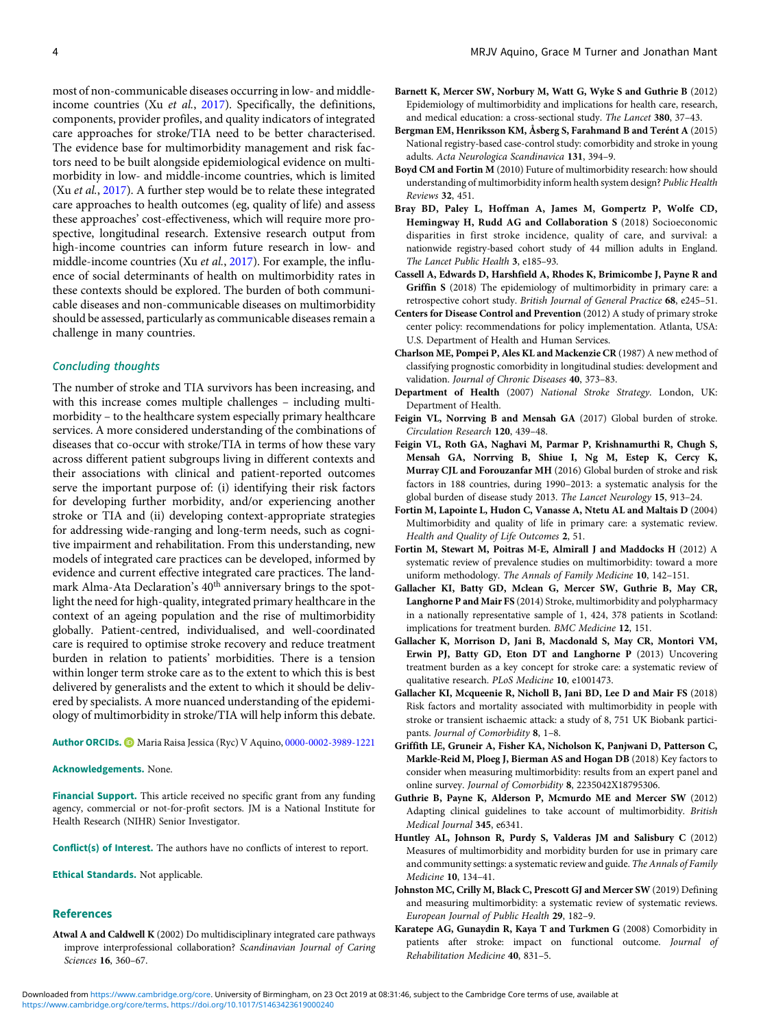most of non-communicable diseases occurring in low- and middle-income countries (Xu *et al.*, 2017). Specifically, the definitions, components, provider profiles, and quality indicators of integrated care approaches for stroke/TIA need to be better characterised. The evidence base for multimorbidity management and risk factors need to be built alongside epidemiological evidence on multimorbidity in low- and middle-income countries, which is limited (Xu *et al.*, 2017). A further step would be to relate these integrated care approaches to health outcomes (eg, quality of life) and assess these approaches' cost-effectiveness, which will require more prospective, longitudinal research. Extensive research output from high-income countries can inform future research in low- and middle-income countries (Xu *et al.*, 2017). For example, the influence of social determinants of health on multimorbidity rates in these contexts should be explored. The burden of both communicable diseases and non-communicable diseases on multimorbidity should be assessed, particularly as communicable diseases remain a challenge in many countries.

### *Concluding thoughts*

The number of stroke and TIA survivors has been increasing, and with this increase comes multiple challenges – including multimorbidity – to the healthcare system especially primary healthcare services. A more considered understanding of the combinations of diseases that co-occur with stroke/TIA in terms of how these vary across different patient subgroups living in different contexts and their associations with clinical and patient-reported outcomes serve the important purpose of: (i) identifying their risk factors for developing further morbidity, and/or experiencing another stroke or TIA and (ii) developing context-appropriate strategies for addressing wide-ranging and long-term needs, such as cognitive impairment and rehabilitation. From this understanding, new models of integrated care practices can be developed, informed by evidence and current effective integrated care practices. The landmark Alma-Ata Declaration's 40th anniversary brings to the spotlight the need for high-quality, integrated primary healthcare in the context of an ageing population and the rise of multimorbidity globally. Patient-centred, individualised, and well-coordinated care is required to optimise stroke recovery and reduce treatment burden in relation to patients' morbidities. There is a tension within longer term stroke care as to the extent to which this is best delivered by generalists and the extent to which it should be delivered by specialists. A more nuanced understanding of the epidemiology of multimorbidity in stroke/TIA will help inform this debate.

**Author ORCIDs.** Maria Raisa Jessica (Ryc) V Aquino, 0000-0002-3989-1221

**Acknowledgements.** None.

**Financial Support.** This article received no specific grant from any funding agency, commercial or not-for-profit sectors. JM is a National Institute for Health Research (NIHR) Senior Investigator.

**Conflict(s) of Interest.** The authors have no conflicts of interest to report.

**Ethical Standards.** Not applicable.

## References

**Atwal A and Caldwell K** (2002) Do multidisciplinary integrated care pathways improve interprofessional collaboration? *Scandinavian Journal of Caring Sciences* **16**, 360–67.

**Barnett K, Mercer SW, Norbury M, Watt G, Wyke S and Guthrie B** (2012) Epidemiology of multimorbidity and implications for health care, research, and medical education: a cross-sectional study. *The Lancet* **380**, 37–43.

**Bergman EM, Henriksson KM, Åsberg S, Farahmand B and Terént A** (2015) National registry-based case-control study: comorbidity and stroke in young adults. *Acta Neurologica Scandinavica* **131**, 394–9.

**Boyd CM and Fortin M** (2010) Future of multimorbidity research: how should understanding of multimorbidity inform health system design? *Public Health Reviews* **32**, 451.

**Bray BD, Paley L, Hoffman A, James M, Gompertz P, Wolfe CD, Hemingway H, Rudd AG and Collaboration S** (2018) Socioeconomic disparities in first stroke incidence, quality of care, and survival: a nationwide registry-based cohort study of 44 million adults in England. *The Lancet Public Health* **3**, e185–93.

**Cassell A, Edwards D, Harshfield A, Rhodes K, Brimicombe J, Payne R and Griffin S** (2018) The epidemiology of multimorbidity in primary care: a retrospective cohort study. *British Journal of General Practice* **68**, e245–51.

**Centers for Disease Control and Prevention** (2012) A study of primary stroke center policy: recommendations for policy implementation. Atlanta, USA: U.S. Department of Health and Human Services.

**Charlson ME, Pompei P, Ales KL and Mackenzie CR** (1987) A new method of classifying prognostic comorbidity in longitudinal studies: development and validation. *Journal of Chronic Diseases* **40**, 373–83.

**Department of Health** (2007) *National Stroke Strategy*. London, UK: Department of Health.

**Feigin VL, Norrving B and Mensah GA** (2017) Global burden of stroke. *Circulation Research* **120**, 439–48.

**Feigin VL, Roth GA, Naghavi M, Parmar P, Krishnamurthi R, Chugh S, Mensah GA, Norrving B, Shiue I, Ng M, Estep K, Cercy K, Murray CJL and Forouzanfar MH** (2016) Global burden of stroke and risk factors in 188 countries, during 1990–2013: a systematic analysis for the global burden of disease study 2013. *The Lancet Neurology* **15**, 913–24.

**Fortin M, Lapointe L, Hudon C, Vanasse A, Ntetu AL and Maltais D** (2004) Multimorbidity and quality of life in primary care: a systematic review. *Health and Quality of Life Outcomes* **2**, 51.

**Fortin M, Stewart M, Poitras M-E, Almirall J and Maddocks H** (2012) A systematic review of prevalence studies on multimorbidity: toward a more uniform methodology. *The Annals of Family Medicine* **10**, 142–151.

**Gallacher KI, Batty GD, Mclean G, Mercer SW, Guthrie B, May CR, Langhorne P and Mair FS** (2014) Stroke, multimorbidity and polypharmacy in a nationally representative sample of 1, 424, 378 patients in Scotland: implications for treatment burden. *BMC Medicine* **12**, 151.

**Gallacher K, Morrison D, Jani B, Macdonald S, May CR, Montori VM, Erwin PJ, Batty GD, Eton DT and Langhorne P** (2013) Uncovering treatment burden as a key concept for stroke care: a systematic review of qualitative research. *PLoS Medicine* **10**, e1001473.

**Gallacher KI, Mcqueenie R, Nicholl B, Jani BD, Lee D and Mair FS** (2018) Risk factors and mortality associated with multimorbidity in people with stroke or transient ischaemic attack: a study of 8, 751 UK Biobank participants. *Journal of Comorbidity* **8**, 1–8.

**Griffith LE, Gruneir A, Fisher KA, Nicholson K, Panjwani D, Patterson C, Markle-Reid M, Ploeg J, Bierman AS and Hogan DB** (2018) Key factors to consider when measuring multimorbidity: results from an expert panel and online survey. *Journal of Comorbidity* **8**, 2235042X18795306.

**Guthrie B, Payne K, Alderson P, Mcmurdo ME and Mercer SW** (2012) Adapting clinical guidelines to take account of multimorbidity. *British Medical Journal* **345**, e6341.

**Huntley AL, Johnson R, Purdy S, Valderas JM and Salisbury C** (2012) Measures of multimorbidity and morbidity burden for use in primary care and community settings: a systematic review and guide. *The Annals of Family Medicine* **10**, 134–41.

**Johnston MC, Crilly M, Black C, Prescott GJ and Mercer SW** (2019) Defining and measuring multimorbidity: a systematic review of systematic reviews. *European Journal of Public Health* **29**, 182–9.

**Karatepe AG, Gunaydin R, Kaya T and Turkmen G** (2008) Comorbidity in patients after stroke: impact on functional outcome. *Journal of Rehabilitation Medicine* **40**, 831–5.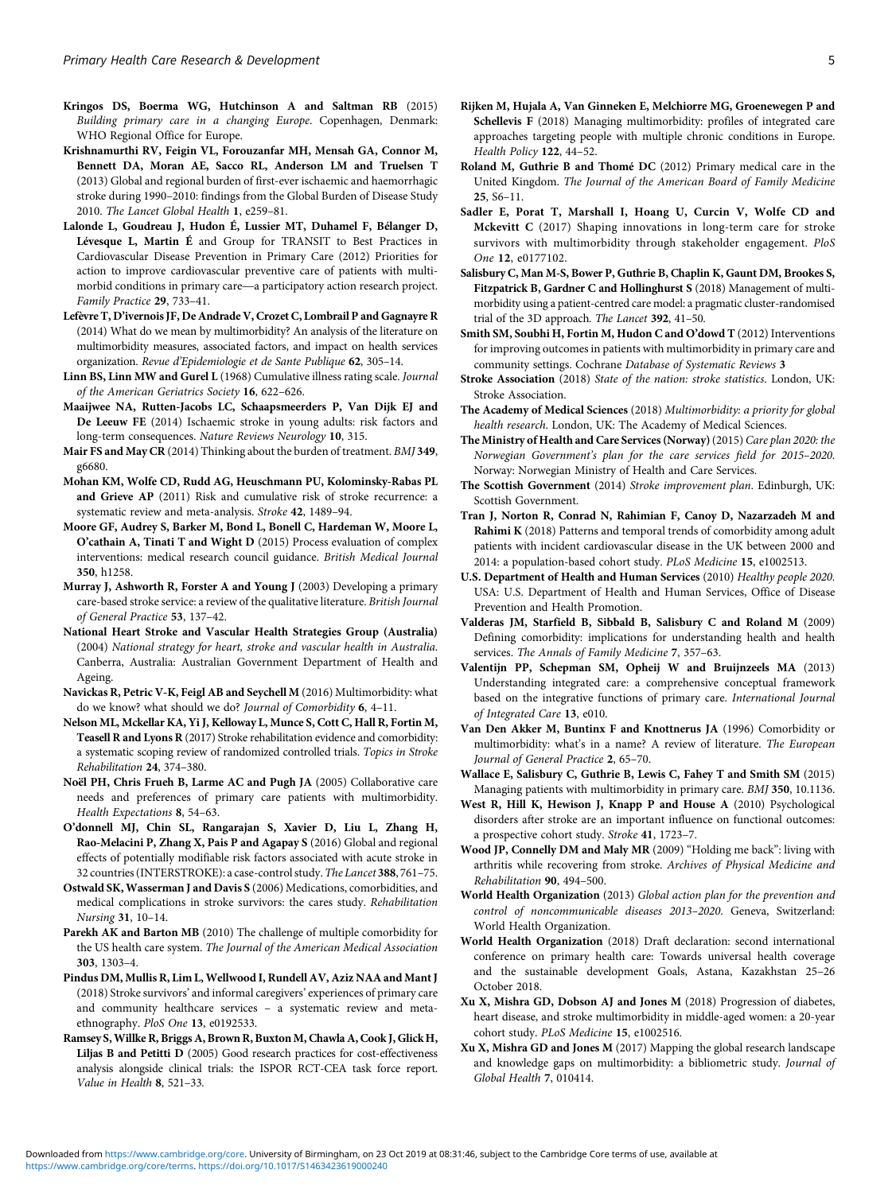**Kringos DS, Boerma WG, Hutchinson A and Saltman RB** (2015) *Building primary care in a changing Europe*. Copenhagen, Denmark: WHO Regional Office for Europe.

**Krishnamurthi RV, Feigin VL, Forouzanfar MH, Mensah GA, Connor M, Bennett DA, Moran AE, Sacco RL, Anderson LM and Truelsen T** (2013) Global and regional burden of first-ever ischaemic and haemorrhagic stroke during 1990–2010: findings from the Global Burden of Disease Study 2010. *The Lancet Global Health* **1**, e259–81.

**Lalonde L, Goudreau J, Hudon É, Lussier MT, Duhamel F, Bélanger D, Lévesque L, Martin É** and Group for TRANSIT to Best Practices in Cardiovascular Disease Prevention in Primary Care (2012) Priorities for action to improve cardiovascular preventive care of patients with multimorbid conditions in primary care—a participatory action research project. *Family Practice* **29**, 733–41.

**Lefèvre T, D'ivernois JF, De Andrade V, Crozet C, Lombrail P and Gagnayre R** (2014) What do we mean by multimorbidity? An analysis of the literature on multimorbidity measures, associated factors, and impact on health services organization. *Revue d'Epidemiologie et de Sante Publique* **62**, 305–14.

**Linn BS, Linn MW and Gurel L** (1968) Cumulative illness rating scale. *Journal of the American Geriatrics Society* **16**, 622–626.

**Maaijwee NA, Rutten-Jacobs LC, Schaapsmeerders P, Van Dijk EJ and De Leeuw FE** (2014) Ischaemic stroke in young adults: risk factors and long-term consequences. *Nature Reviews Neurology* **10**, 315.

**Mair FS and May CR** (2014) Thinking about the burden of treatment. *BMJ* **349**, g6680.

**Mohan KM, Wolfe CD, Rudd AG, Heuschmann PU, Kolominsky-Rabas PL and Grieve AP** (2011) Risk and cumulative risk of stroke recurrence: a systematic review and meta-analysis. *Stroke* **42**, 1489–94.

**Moore GF, Audrey S, Barker M, Bond L, Bonell C, Hardeman W, Moore L, O'cathain A, Tinati T and Wight D** (2015) Process evaluation of complex interventions: medical research council guidance. *British Medical Journal* **350**, h1258.

**Murray J, Ashworth R, Forster A and Young J** (2003) Developing a primary care-based stroke service: a review of the qualitative literature. *British Journal of General Practice* **53**, 137–42.

**National Heart Stroke and Vascular Health Strategies Group (Australia)** (2004) *National strategy for heart, stroke and vascular health in Australia*. Canberra, Australia: Australian Government Department of Health and Ageing.

**Navickas R, Petric V-K, Feigl AB and Seychell M** (2016) Multimorbidity: what do we know? what should we do? *Journal of Comorbidity* **6**, 4–11.

**Nelson ML, Mckellar KA, Yi J, Kelloway L, Munce S, Cott C, Hall R, Fortin M, Teasell R and Lyons R** (2017) Stroke rehabilitation evidence and comorbidity: a systematic scoping review of randomized controlled trials. *Topics in Stroke Rehabilitation* **24**, 374–380.

**Noël PH, Chris Frueh B, Larme AC and Pugh JA** (2005) Collaborative care needs and preferences of primary care patients with multimorbidity. *Health Expectations* **8**, 54–63.

**O'donnell MJ, Chin SL, Rangarajan S, Xavier D, Liu L, Zhang H, Rao-Melacini P, Zhang X, Pais P and Agapay S** (2016) Global and regional effects of potentially modifiable risk factors associated with acute stroke in 32 countries (INTERSTROKE): a case-control study. *The Lancet* **388**, 761–75.

**Ostwald SK, Wasserman J and Davis S** (2006) Medications, comorbidities, and medical complications in stroke survivors: the cares study. *Rehabilitation Nursing* **31**, 10–14.

**Parekh AK and Barton MB** (2010) The challenge of multiple comorbidity for the US health care system. *The Journal of the American Medical Association* **303**, 1303–4.

**Pindus DM, Mullis R, Lim L, Wellwood I, Rundell AV, Aziz NAA and Mant J** (2018) Stroke survivors' and informal caregivers' experiences of primary care and community healthcare services – a systematic review and meta-ethnography. *PloS One* **13**, e0192533.

**Ramsey S, Willke R, Briggs A, Brown R, Buxton M, Chawla A, Cook J, Glick H, Liljas B and Petitti D** (2005) Good research practices for cost-effectiveness analysis alongside clinical trials: the ISPOR RCT-CEA task force report. *Value in Health* **8**, 521–33.

**Rijken M, Hujala A, Van Ginneken E, Melchiorre MG, Groenewegen P and Schellevis F** (2018) Managing multimorbidity: profiles of integrated care approaches targeting people with multiple chronic conditions in Europe. *Health Policy* **122**, 44–52.

**Roland M, Guthrie B and Thomé DC** (2012) Primary medical care in the United Kingdom. *The Journal of the American Board of Family Medicine* **25**, S6–11.

**Sadler E, Porat T, Marshall I, Hoang U, Curcin V, Wolfe CD and Mckevitt C** (2017) Shaping innovations in long-term care for stroke survivors with multimorbidity through stakeholder engagement. *PloS One* **12**, e0177102.

**Salisbury C, Man M-S, Bower P, Guthrie B, Chaplin K, Gaunt DM, Brookes S, Fitzpatrick B, Gardner C and Hollinghurst S** (2018) Management of multimorbidity using a patient-centred care model: a pragmatic cluster-randomised trial of the 3D approach. *The Lancet* **392**, 41–50.

**Smith SM, Soubhi H, Fortin M, Hudon C and O'dowd T** (2012) Interventions for improving outcomes in patients with multimorbidity in primary care and community settings. Cochrane *Database of Systematic Reviews* **3**

**Stroke Association** (2018) *State of the nation: stroke statistics*. London, UK: Stroke Association.

**The Academy of Medical Sciences** (2018) *Multimorbidity: a priority for global health research*. London, UK: The Academy of Medical Sciences.

**The Ministry of Health and Care Services (Norway)** (2015) *Care plan 2020: the Norwegian Government's plan for the care services field for 2015–2020*. Norway: Norwegian Ministry of Health and Care Services.

**The Scottish Government** (2014) *Stroke improvement plan*. Edinburgh, UK: Scottish Government.

**Tran J, Norton R, Conrad N, Rahimian F, Canoy D, Nazarzadeh M and Rahimi K** (2018) Patterns and temporal trends of comorbidity among adult patients with incident cardiovascular disease in the UK between 2000 and 2014: a population-based cohort study. *PLoS Medicine* **15**, e1002513.

**U.S. Department of Health and Human Services** (2010) *Healthy people 2020*. USA: U.S. Department of Health and Human Services, Office of Disease Prevention and Health Promotion.

**Valderas JM, Starfield B, Sibbald B, Salisbury C and Roland M** (2009) Defining comorbidity: implications for understanding health and health services. *The Annals of Family Medicine* **7**, 357–63.

**Valentijn PP, Schepman SM, Opheij W and Bruijnzeels MA** (2013) Understanding integrated care: a comprehensive conceptual framework based on the integrative functions of primary care. *International Journal of Integrated Care* **13**, e010.

**Van Den Akker M, Buntinx F and Knottnerus JA** (1996) Comorbidity or multimorbidity: what's in a name? A review of literature. *The European Journal of General Practice* **2**, 65–70.

**Wallace E, Salisbury C, Guthrie B, Lewis C, Fahey T and Smith SM** (2015) Managing patients with multimorbidity in primary care. *BMJ* **350**, 10.1136.

**West R, Hill K, Hewison J, Knapp P and House A** (2010) Psychological disorders after stroke are an important influence on functional outcomes: a prospective cohort study. *Stroke* **41**, 1723–7.

**Wood JP, Connelly DM and Maly MR** (2009) "Holding me back": living with arthritis while recovering from stroke. *Archives of Physical Medicine and Rehabilitation* **90**, 494–500.

**World Health Organization** (2013) *Global action plan for the prevention and control of noncommunicable diseases 2013–2020*. Geneva, Switzerland: World Health Organization.

**World Health Organization** (2018) Draft declaration: second international conference on primary health care: Towards universal health coverage and the sustainable development Goals, Astana, Kazakhstan 25–26 October 2018.

**Xu X, Mishra GD, Dobson AJ and Jones M** (2018) Progression of diabetes, heart disease, and stroke multimorbidity in middle-aged women: a 20-year cohort study. *PLoS Medicine* **15**, e1002516.

**Xu X, Mishra GD and Jones M** (2017) Mapping the global research landscape and knowledge gaps on multimorbidity: a bibliometric study. *Journal of Global Health* **7**, 010414.